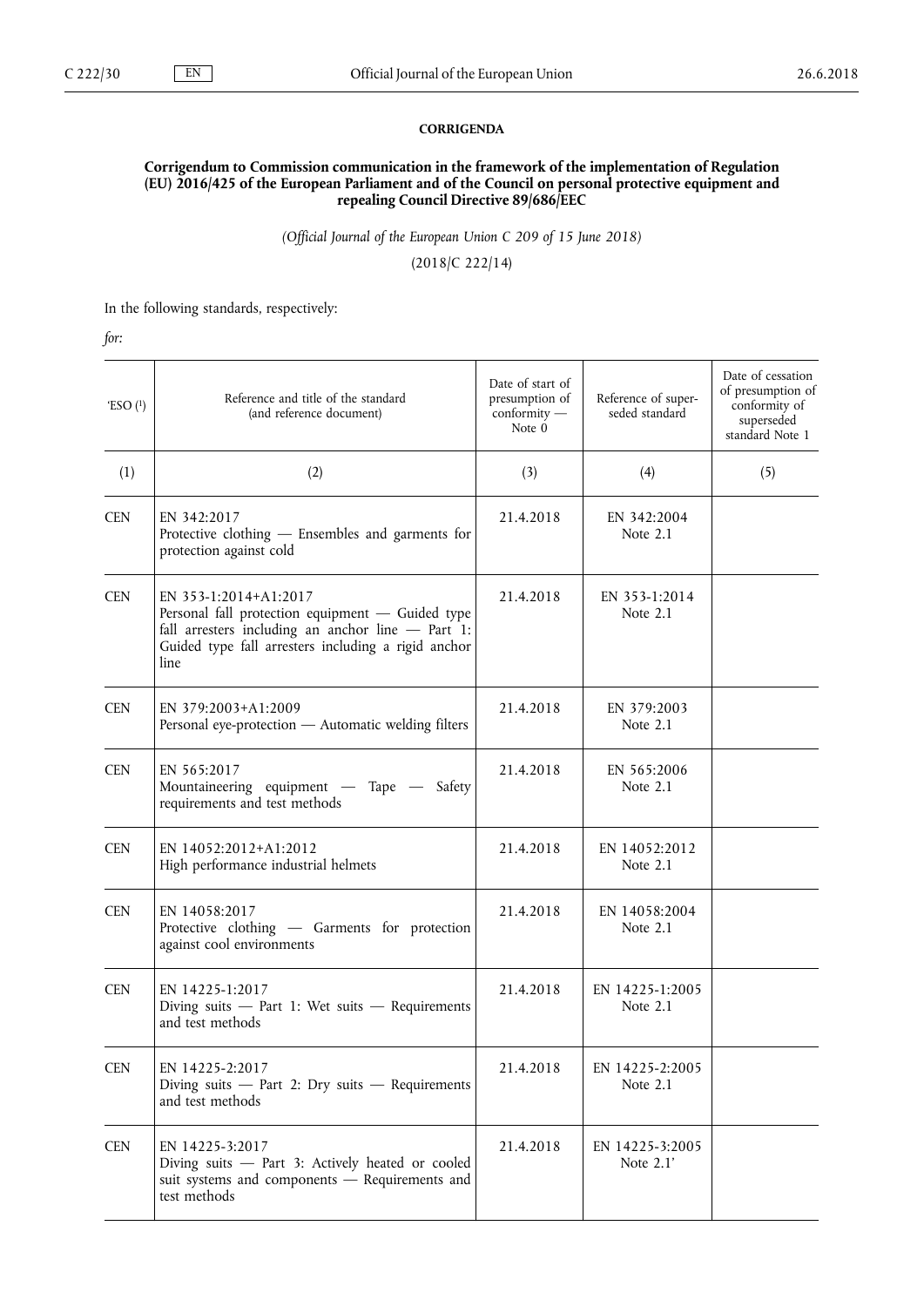**CORRIGENDA**

## Corrigendum to Commission communication in the framework of the implementation of Regulation (EU) 2016/425 of the European Parliament and of the Council on personal protective equipment and repealing Council Directive 89/686/EEC

*(Official Journal of the European Union C 209 of 15 June 2018)*

(2018/C 222/14)

In the following standards, respectively:

*for:*

| ‘ESO (1) | Reference and title of the standard (and reference document) | Date of start of presumption of conformity — Note 0 | Reference of superseded standard | Date of cessation of presumption of conformity of superseded standard Note 1 |
|---|---|---|---|---|
| (1) | (2) | (3) | (4) | (5) |
| CEN | EN 342:2017<br>Protective clothing — Ensembles and garments for protection against cold | 21.4.2018 | EN 342:2004<br>Note 2.1 | |
| CEN | EN 353-1:2014+A1:2017<br>Personal fall protection equipment — Guided type fall arresters including an anchor line — Part 1: Guided type fall arresters including a rigid anchor line | 21.4.2018 | EN 353-1:2014<br>Note 2.1 | |
| CEN | EN 379:2003+A1:2009<br>Personal eye-protection — Automatic welding filters | 21.4.2018 | EN 379:2003<br>Note 2.1 | |
| CEN | EN 565:2017<br>Mountaineering equipment — Tape — Safety requirements and test methods | 21.4.2018 | EN 565:2006<br>Note 2.1 | |
| CEN | EN 14052:2012+A1:2012<br>High performance industrial helmets | 21.4.2018 | EN 14052:2012<br>Note 2.1 | |
| CEN | EN 14058:2017<br>Protective clothing — Garments for protection against cool environments | 21.4.2018 | EN 14058:2004<br>Note 2.1 | |
| CEN | EN 14225-1:2017<br>Diving suits — Part 1: Wet suits — Requirements and test methods | 21.4.2018 | EN 14225-1:2005<br>Note 2.1 | |
| CEN | EN 14225-2:2017<br>Diving suits — Part 2: Dry suits — Requirements and test methods | 21.4.2018 | EN 14225-2:2005<br>Note 2.1 | |
| CEN | EN 14225-3:2017<br>Diving suits — Part 3: Actively heated or cooled suit systems and components — Requirements and test methods | 21.4.2018 | EN 14225-3:2005<br>Note 2.1’ | |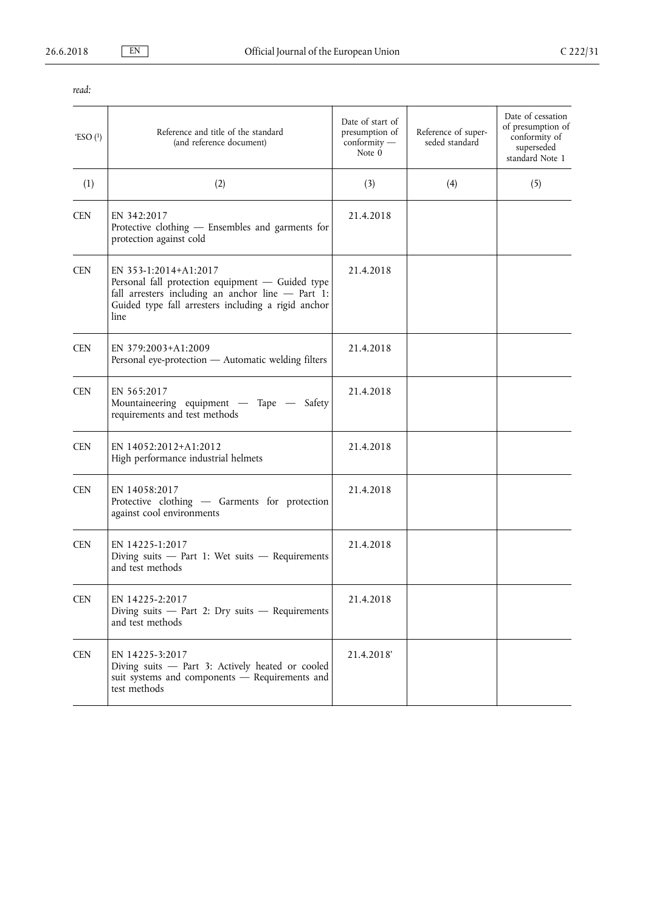*read:*

| 'ESO [1] | Reference and title of the standard (and reference document) | Date of start of presumption of conformity — Note 0 | Reference of superseded standard | Date of cessation of presumption of conformity of superseded standard Note 1 |
|---|---|---|---|---|
| (1) | (2) | (3) | (4) | (5) |
| CEN | EN 342:2017<br>Protective clothing — Ensembles and garments for protection against cold | 21.4.2018 | | |
| CEN | EN 353-1:2014+A1:2017<br>Personal fall protection equipment — Guided type fall arresters including an anchor line — Part 1: Guided type fall arresters including a rigid anchor line | 21.4.2018 | | |
| CEN | EN 379:2003+A1:2009<br>Personal eye-protection — Automatic welding filters | 21.4.2018 | | |
| CEN | EN 565:2017<br>Mountaineering equipment — Tape — Safety requirements and test methods | 21.4.2018 | | |
| CEN | EN 14052:2012+A1:2012<br>High performance industrial helmets | 21.4.2018 | | |
| CEN | EN 14058:2017<br>Protective clothing — Garments for protection against cool environments | 21.4.2018 | | |
| CEN | EN 14225-1:2017<br>Diving suits — Part 1: Wet suits — Requirements and test methods | 21.4.2018 | | |
| CEN | EN 14225-2:2017<br>Diving suits — Part 2: Dry suits — Requirements and test methods | 21.4.2018 | | |
| CEN | EN 14225-3:2017<br>Diving suits — Part 3: Actively heated or cooled suit systems and components — Requirements and test methods | 21.4.2018' | | |